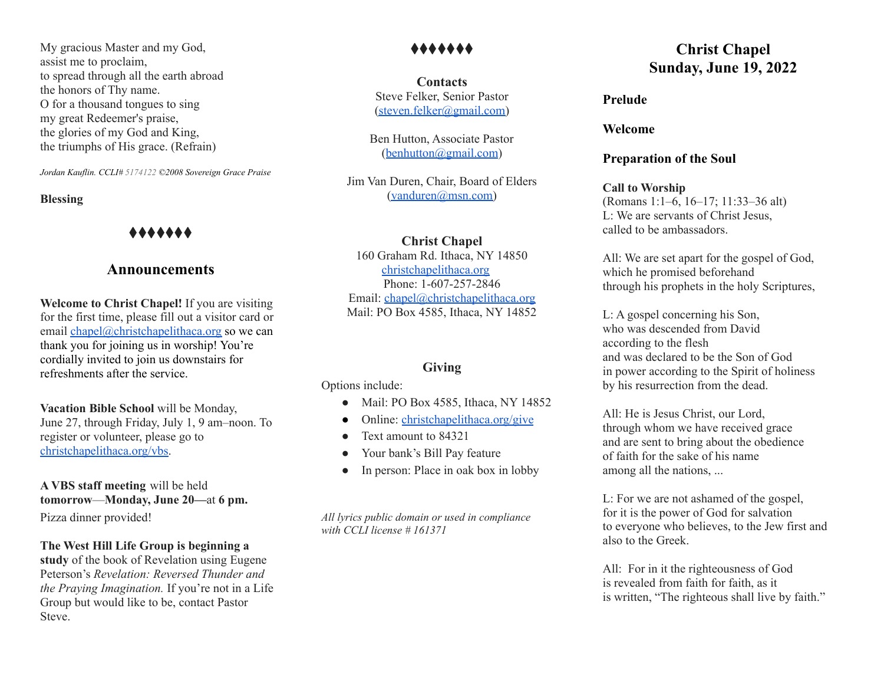My gracious Master and my God,
assist me to proclaim,
to spread through all the earth abroad
the honors of Thy name.
O for a thousand tongues to sing
my great Redeemer's praise,
the glories of my God and King,
the triumphs of His grace. (Refrain)

*Jordan Kauflin. CCLI# 5174122 ©2008 Sovereign Grace Praise*

**Blessing**

♦♦♦♦♦♦♦

## Announcements

**Welcome to Christ Chapel!** If you are visiting for the first time, please fill out a visitor card or email chapel@christchapelithaca.org so we can thank you for joining us in worship! You're cordially invited to join us downstairs for refreshments after the service.

**Vacation Bible School** will be Monday, June 27, through Friday, July 1, 9 am–noon. To register or volunteer, please go to christchapelithaca.org/vbs.

**A VBS staff meeting** will be held **tomorrow—Monday, June 20—**at **6 pm.** Pizza dinner provided!

**The West Hill Life Group is beginning a study** of the book of Revelation using Eugene Peterson's *Revelation: Reversed Thunder and the Praying Imagination.* If you're not in a Life Group but would like to be, contact Pastor Steve.

♦♦♦♦♦♦♦

**Contacts**

Steve Felker, Senior Pastor
(steven.felker@gmail.com)

Ben Hutton, Associate Pastor
(benhutton@gmail.com)

Jim Van Duren, Chair, Board of Elders
(vanduren@msn.com)

**Christ Chapel**
160 Graham Rd. Ithaca, NY 14850
christchapelithaca.org
Phone: 1-607-257-2846
Email: chapel@christchapelithaca.org
Mail: PO Box 4585, Ithaca, NY 14852

**Giving**

Options include:

- Mail: PO Box 4585, Ithaca, NY 14852
- Online: christchapelithaca.org/give
- Text amount to 84321
- Your bank's Bill Pay feature
- In person: Place in oak box in lobby

*All lyrics public domain or used in compliance with CCLI license # 161371*

# Christ Chapel
# Sunday, June 19, 2022

**Prelude**

**Welcome**

**Preparation of the Soul**

**Call to Worship**
(Romans 1:1–6, 16–17; 11:33–36 alt)
L: We are servants of Christ Jesus,
called to be ambassadors.

All: We are set apart for the gospel of God,
which he promised beforehand
through his prophets in the holy Scriptures,

L: A gospel concerning his Son,
who was descended from David
according to the flesh
and was declared to be the Son of God
in power according to the Spirit of holiness
by his resurrection from the dead.

All: He is Jesus Christ, our Lord,
through whom we have received grace
and are sent to bring about the obedience
of faith for the sake of his name
among all the nations, ...

L: For we are not ashamed of the gospel,
for it is the power of God for salvation
to everyone who believes, to the Jew first and also to the Greek.

All: For in it the righteousness of God
is revealed from faith for faith, as it
is written, "The righteous shall live by faith."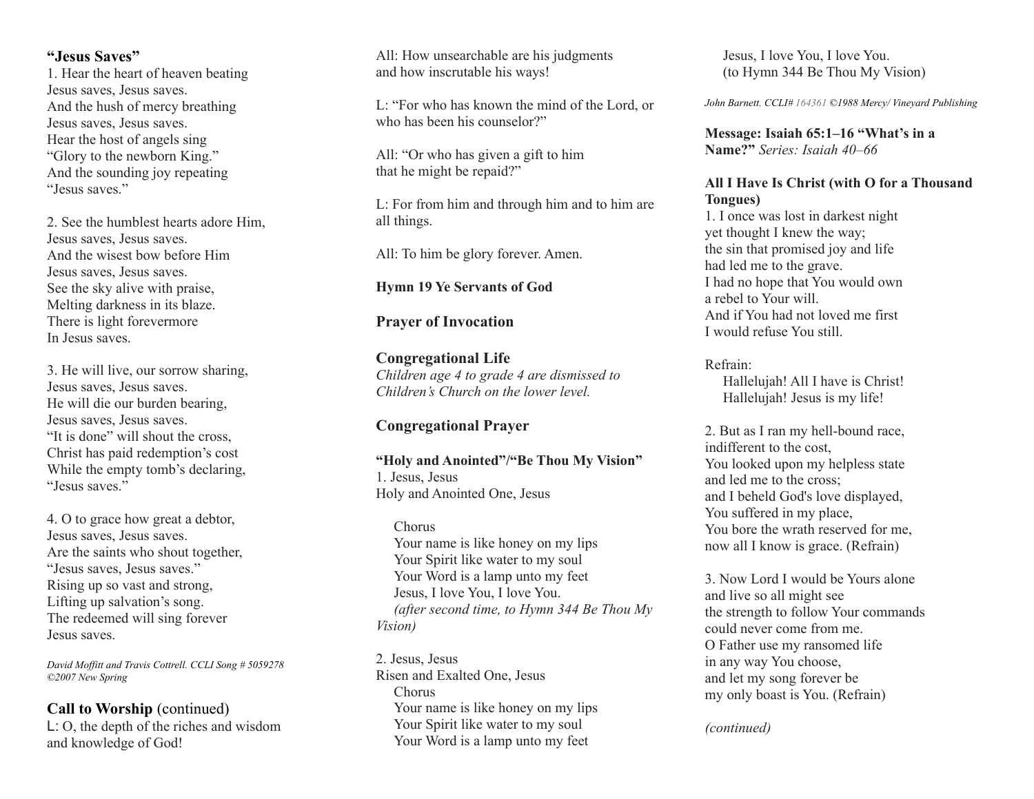**"Jesus Saves"**

1. Hear the heart of heaven beating
Jesus saves, Jesus saves.
And the hush of mercy breathing
Jesus saves, Jesus saves.
Hear the host of angels sing
"Glory to the newborn King."
And the sounding joy repeating
"Jesus saves."

2. See the humblest hearts adore Him,
Jesus saves, Jesus saves.
And the wisest bow before Him
Jesus saves, Jesus saves.
See the sky alive with praise,
Melting darkness in its blaze.
There is light forevermore
In Jesus saves.

3. He will live, our sorrow sharing,
Jesus saves, Jesus saves.
He will die our burden bearing,
Jesus saves, Jesus saves.
"It is done" will shout the cross,
Christ has paid redemption's cost
While the empty tomb's declaring,
"Jesus saves."

4. O to grace how great a debtor,
Jesus saves, Jesus saves.
Are the saints who shout together,
"Jesus saves, Jesus saves."
Rising up so vast and strong,
Lifting up salvation's song.
The redeemed will sing forever
Jesus saves.

*David Moffitt and Travis Cottrell. CCLI Song # 5059278 ©2007 New Spring*

**Call to Worship** (continued)

L: O, the depth of the riches and wisdom and knowledge of God!

All: How unsearchable are his judgments and how inscrutable his ways!

L: "For who has known the mind of the Lord, or who has been his counselor?"

All: "Or who has given a gift to him that he might be repaid?"

L: For from him and through him and to him are all things.

All: To him be glory forever. Amen.

**Hymn 19 Ye Servants of God**

**Prayer of Invocation**

**Congregational Life**

*Children age 4 to grade 4 are dismissed to Children's Church on the lower level.*

**Congregational Prayer**

**"Holy and Anointed"/"Be Thou My Vision"**

1. Jesus, Jesus
Holy and Anointed One, Jesus

Chorus
Your name is like honey on my lips
Your Spirit like water to my soul
Your Word is a lamp unto my feet
Jesus, I love You, I love You.
*(after second time, to Hymn 344 Be Thou My Vision)*

2. Jesus, Jesus
Risen and Exalted One, Jesus
Chorus
Your name is like honey on my lips
Your Spirit like water to my soul
Your Word is a lamp unto my feet
Jesus, I love You, I love You.
(to Hymn 344 Be Thou My Vision)

*John Barnett. CCLI# 164361 ©1988 Mercy/ Vineyard Publishing*

**Message: Isaiah 65:1–16 "What's in a Name?"** *Series: Isaiah 40–66*

**All I Have Is Christ (with O for a Thousand Tongues)**

1. I once was lost in darkest night
yet thought I knew the way;
the sin that promised joy and life
had led me to the grave.
I had no hope that You would own
a rebel to Your will.
And if You had not loved me first
I would refuse You still.

Refrain:
Hallelujah! All I have is Christ!
Hallelujah! Jesus is my life!

2. But as I ran my hell-bound race,
indifferent to the cost,
You looked upon my helpless state
and led me to the cross;
and I beheld God's love displayed,
You suffered in my place,
You bore the wrath reserved for me,
now all I know is grace. (Refrain)

3. Now Lord I would be Yours alone
and live so all might see
the strength to follow Your commands
could never come from me.
O Father use my ransomed life
in any way You choose,
and let my song forever be
my only boast is You. (Refrain)

*(continued)*